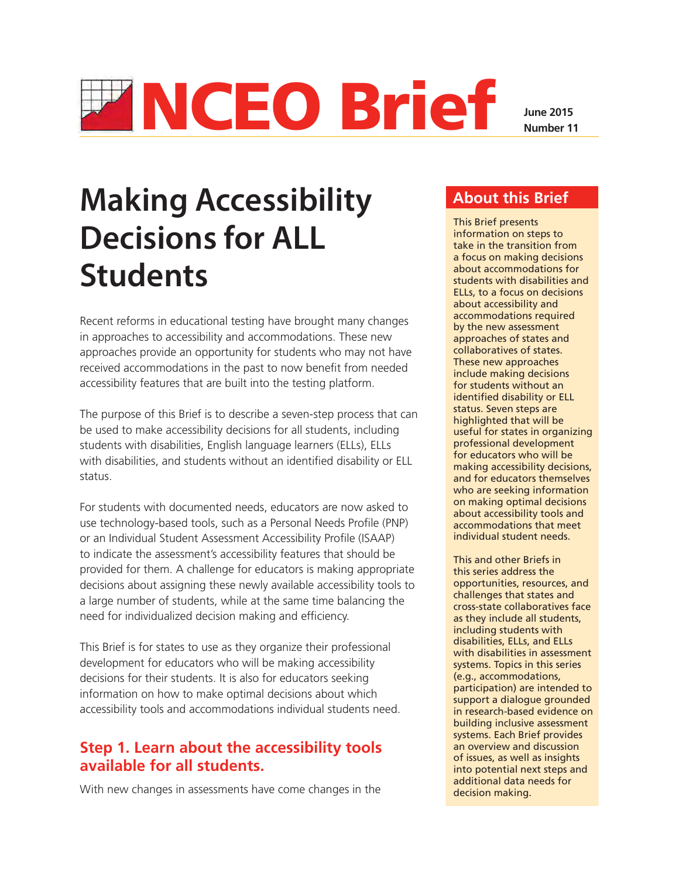# NCEO Brief

June 2015
Number 11

# Making Accessibility Decisions for ALL Students

Recent reforms in educational testing have brought many changes in approaches to accessibility and accommodations. These new approaches provide an opportunity for students who may not have received accommodations in the past to now benefit from needed accessibility features that are built into the testing platform.

The purpose of this Brief is to describe a seven-step process that can be used to make accessibility decisions for all students, including students with disabilities, English language learners (ELLs), ELLs with disabilities, and students without an identified disability or ELL status.

For students with documented needs, educators are now asked to use technology-based tools, such as a Personal Needs Profile (PNP) or an Individual Student Assessment Accessibility Profile (ISAAP) to indicate the assessment's accessibility features that should be provided for them. A challenge for educators is making appropriate decisions about assigning these newly available accessibility tools to a large number of students, while at the same time balancing the need for individualized decision making and efficiency.

This Brief is for states to use as they organize their professional development for educators who will be making accessibility decisions for their students. It is also for educators seeking information on how to make optimal decisions about which accessibility tools and accommodations individual students need.

## Step 1. Learn about the accessibility tools available for all students.

With new changes in assessments have come changes in the

## About this Brief

This Brief presents information on steps to take in the transition from a focus on making decisions about accommodations for students with disabilities and ELLs, to a focus on decisions about accessibility and accommodations required by the new assessment approaches of states and collaboratives of states. These new approaches include making decisions for students without an identified disability or ELL status. Seven steps are highlighted that will be useful for states in organizing professional development for educators who will be making accessibility decisions, and for educators themselves who are seeking information on making optimal decisions about accessibility tools and accommodations that meet individual student needs.

This and other Briefs in this series address the opportunities, resources, and challenges that states and cross-state collaboratives face as they include all students, including students with disabilities, ELLs, and ELLs with disabilities in assessment systems. Topics in this series (e.g., accommodations, participation) are intended to support a dialogue grounded in research-based evidence on building inclusive assessment systems. Each Brief provides an overview and discussion of issues, as well as insights into potential next steps and additional data needs for decision making.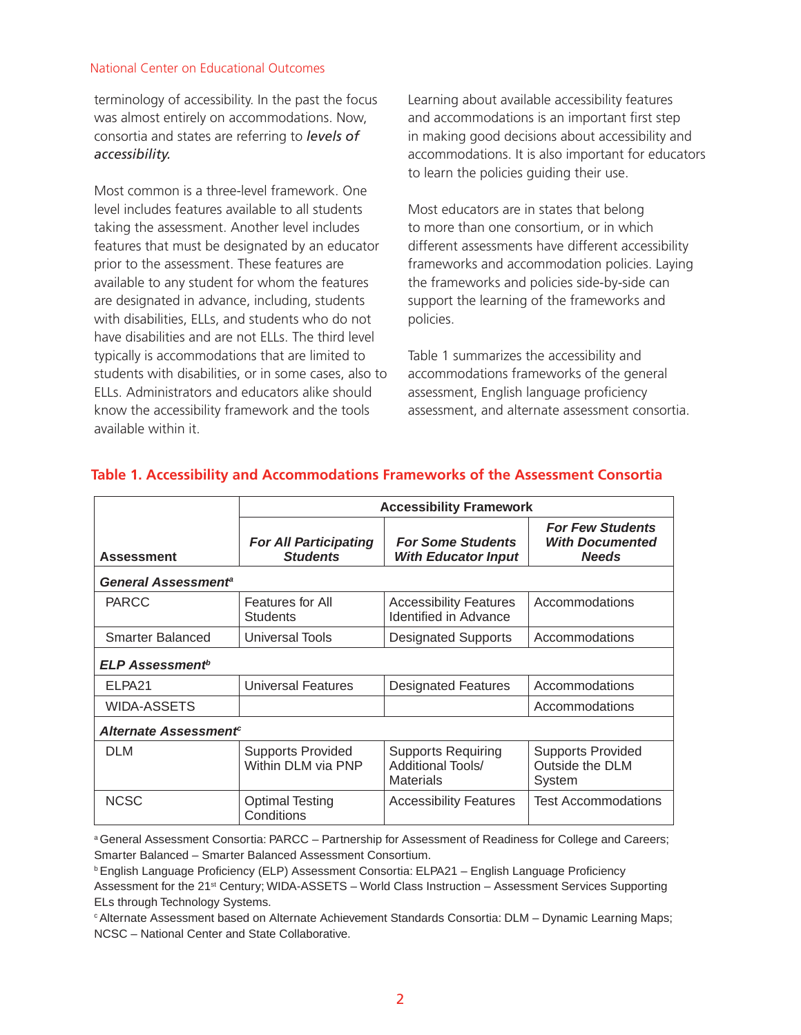terminology of accessibility. In the past the focus was almost entirely on accommodations. Now, consortia and states are referring to ***levels of accessibility.***

Most common is a three-level framework. One level includes features available to all students taking the assessment. Another level includes features that must be designated by an educator prior to the assessment. These features are available to any student for whom the features are designated in advance, including, students with disabilities, ELLs, and students who do not have disabilities and are not ELLs. The third level typically is accommodations that are limited to students with disabilities, or in some cases, also to ELLs. Administrators and educators alike should know the accessibility framework and the tools available within it.

Learning about available accessibility features and accommodations is an important first step in making good decisions about accessibility and accommodations. It is also important for educators to learn the policies guiding their use.

Most educators are in states that belong to more than one consortium, or in which different assessments have different accessibility frameworks and accommodation policies. Laying the frameworks and policies side-by-side can support the learning of the frameworks and policies.

Table 1 summarizes the accessibility and accommodations frameworks of the general assessment, English language proficiency assessment, and alternate assessment consortia.

**Table 1. Accessibility and Accommodations Frameworks of the Assessment Consortia**

| | **Accessibility Framework** | | |
|---|---|---|---|
| **Assessment** | ***For All Participating Students*** | ***For Some Students With Educator Input*** | ***For Few Students With Documented Needs*** |
| ***General Assessment*[a]** | | | |
| PARCC | Features for All Students | Accessibility Features Identified in Advance | Accommodations |
| Smarter Balanced | Universal Tools | Designated Supports | Accommodations |
| ***ELP Assessment*[b]** | | | |
| ELPA21 | Universal Features | Designated Features | Accommodations |
| WIDA-ASSETS | | | Accommodations |
| ***Alternate Assessment*[c]** | | | |
| DLM | Supports Provided Within DLM via PNP | Supports Requiring Additional Tools/ Materials | Supports Provided Outside the DLM System |
| NCSC | Optimal Testing Conditions | Accessibility Features | Test Accommodations |

[a] General Assessment Consortia: PARCC – Partnership for Assessment of Readiness for College and Careers; Smarter Balanced – Smarter Balanced Assessment Consortium.
[b] English Language Proficiency (ELP) Assessment Consortia: ELPA21 – English Language Proficiency Assessment for the 21st Century; WIDA-ASSETS – World Class Instruction – Assessment Services Supporting ELs through Technology Systems.
[c] Alternate Assessment based on Alternate Achievement Standards Consortia: DLM – Dynamic Learning Maps; NCSC – National Center and State Collaborative.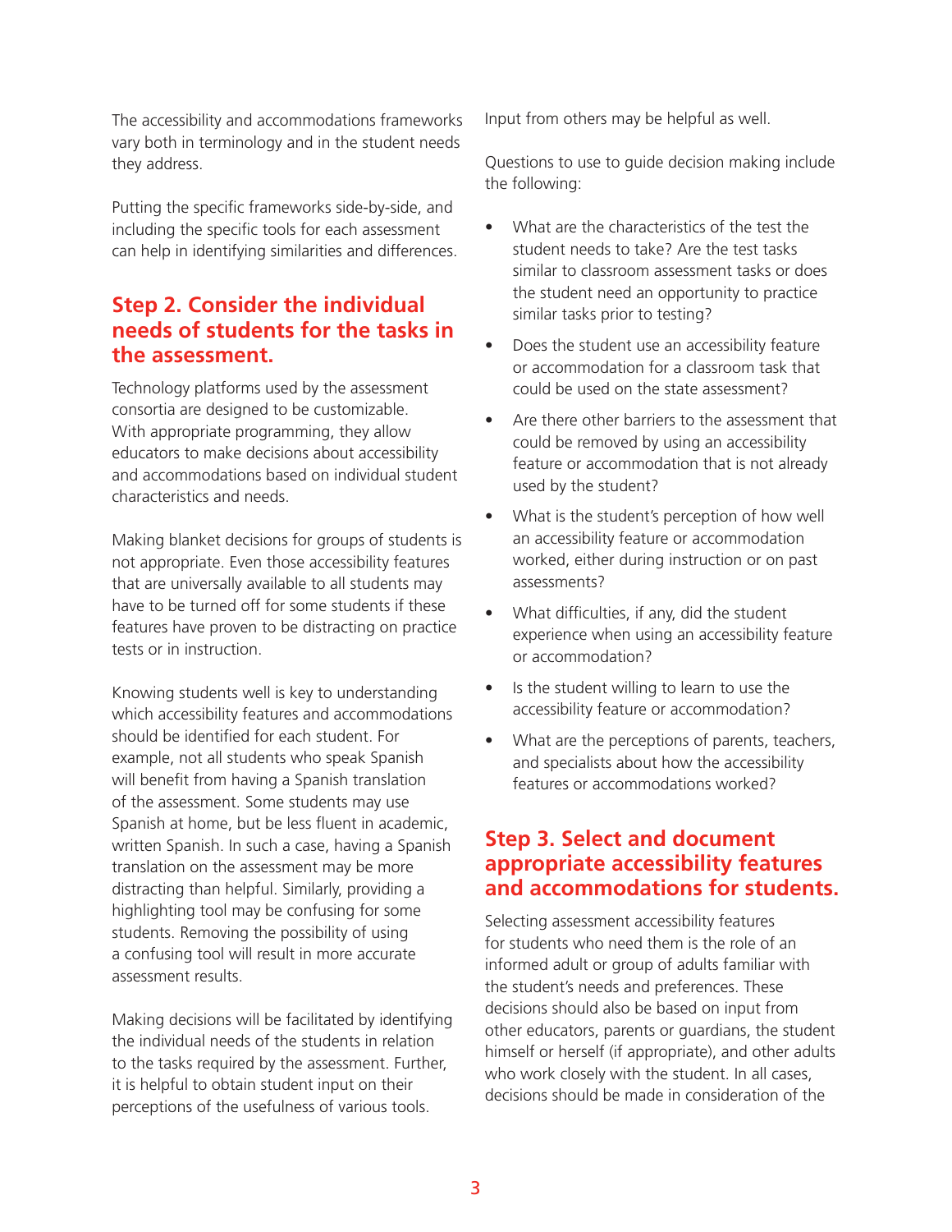The accessibility and accommodations frameworks vary both in terminology and in the student needs they address.

Putting the specific frameworks side-by-side, and including the specific tools for each assessment can help in identifying similarities and differences.

## Step 2. Consider the individual needs of students for the tasks in the assessment.

Technology platforms used by the assessment consortia are designed to be customizable. With appropriate programming, they allow educators to make decisions about accessibility and accommodations based on individual student characteristics and needs.

Making blanket decisions for groups of students is not appropriate. Even those accessibility features that are universally available to all students may have to be turned off for some students if these features have proven to be distracting on practice tests or in instruction.

Knowing students well is key to understanding which accessibility features and accommodations should be identified for each student. For example, not all students who speak Spanish will benefit from having a Spanish translation of the assessment. Some students may use Spanish at home, but be less fluent in academic, written Spanish. In such a case, having a Spanish translation on the assessment may be more distracting than helpful. Similarly, providing a highlighting tool may be confusing for some students. Removing the possibility of using a confusing tool will result in more accurate assessment results.

Making decisions will be facilitated by identifying the individual needs of the students in relation to the tasks required by the assessment. Further, it is helpful to obtain student input on their perceptions of the usefulness of various tools. Input from others may be helpful as well.

Questions to use to guide decision making include the following:

- What are the characteristics of the test the student needs to take? Are the test tasks similar to classroom assessment tasks or does the student need an opportunity to practice similar tasks prior to testing?
- Does the student use an accessibility feature or accommodation for a classroom task that could be used on the state assessment?
- Are there other barriers to the assessment that could be removed by using an accessibility feature or accommodation that is not already used by the student?
- What is the student's perception of how well an accessibility feature or accommodation worked, either during instruction or on past assessments?
- What difficulties, if any, did the student experience when using an accessibility feature or accommodation?
- Is the student willing to learn to use the accessibility feature or accommodation?
- What are the perceptions of parents, teachers, and specialists about how the accessibility features or accommodations worked?

## Step 3. Select and document appropriate accessibility features and accommodations for students.

Selecting assessment accessibility features for students who need them is the role of an informed adult or group of adults familiar with the student's needs and preferences. These decisions should also be based on input from other educators, parents or guardians, the student himself or herself (if appropriate), and other adults who work closely with the student. In all cases, decisions should be made in consideration of the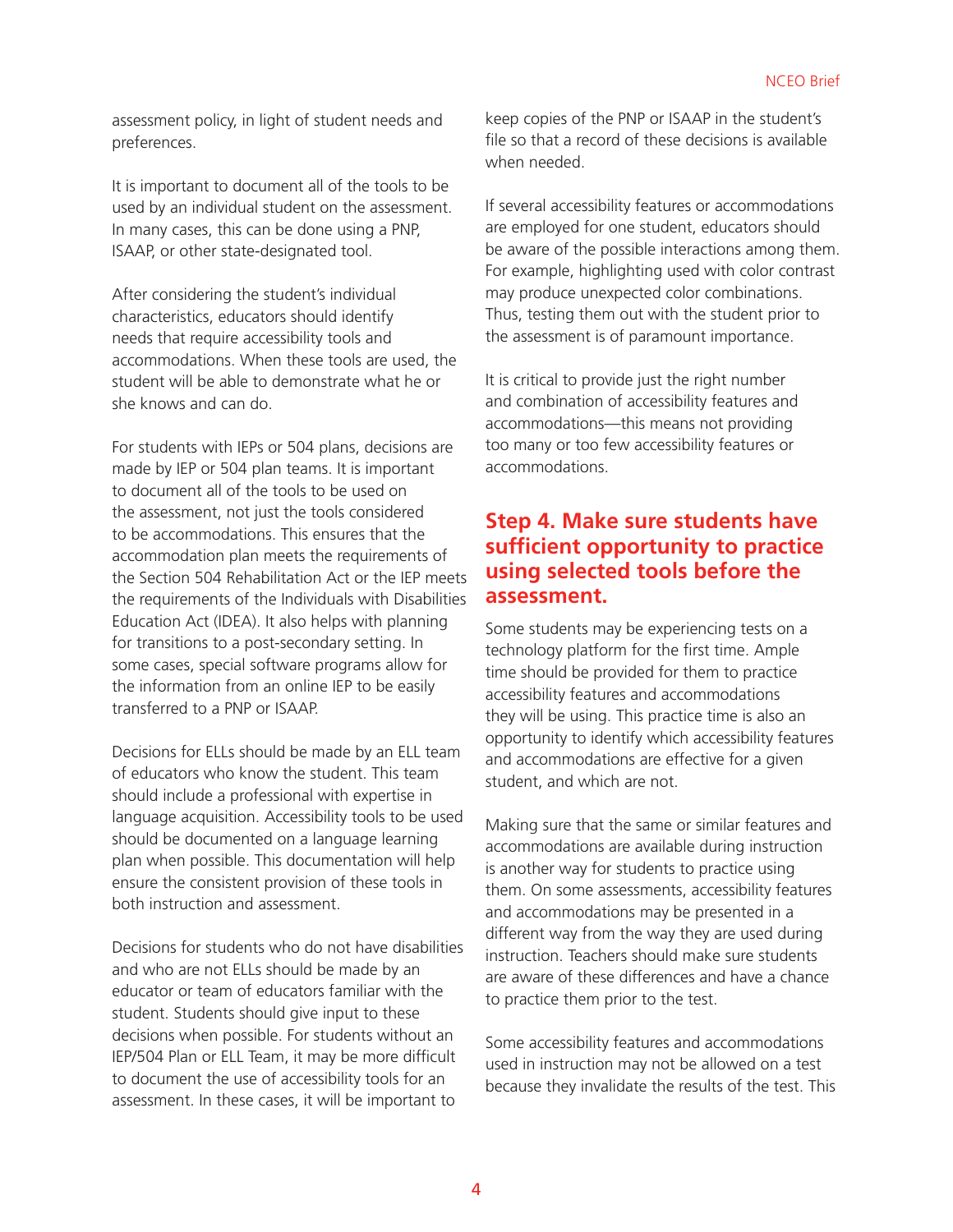assessment policy, in light of student needs and preferences.

It is important to document all of the tools to be used by an individual student on the assessment. In many cases, this can be done using a PNP, ISAAP, or other state-designated tool.

After considering the student's individual characteristics, educators should identify needs that require accessibility tools and accommodations. When these tools are used, the student will be able to demonstrate what he or she knows and can do.

For students with IEPs or 504 plans, decisions are made by IEP or 504 plan teams. It is important to document all of the tools to be used on the assessment, not just the tools considered to be accommodations. This ensures that the accommodation plan meets the requirements of the Section 504 Rehabilitation Act or the IEP meets the requirements of the Individuals with Disabilities Education Act (IDEA). It also helps with planning for transitions to a post-secondary setting. In some cases, special software programs allow for the information from an online IEP to be easily transferred to a PNP or ISAAP.

Decisions for ELLs should be made by an ELL team of educators who know the student. This team should include a professional with expertise in language acquisition. Accessibility tools to be used should be documented on a language learning plan when possible. This documentation will help ensure the consistent provision of these tools in both instruction and assessment.

Decisions for students who do not have disabilities and who are not ELLs should be made by an educator or team of educators familiar with the student. Students should give input to these decisions when possible. For students without an IEP/504 Plan or ELL Team, it may be more difficult to document the use of accessibility tools for an assessment. In these cases, it will be important to keep copies of the PNP or ISAAP in the student's file so that a record of these decisions is available when needed.

If several accessibility features or accommodations are employed for one student, educators should be aware of the possible interactions among them. For example, highlighting used with color contrast may produce unexpected color combinations. Thus, testing them out with the student prior to the assessment is of paramount importance.

It is critical to provide just the right number and combination of accessibility features and accommodations—this means not providing too many or too few accessibility features or accommodations.

## Step 4. Make sure students have sufficient opportunity to practice using selected tools before the assessment.

Some students may be experiencing tests on a technology platform for the first time. Ample time should be provided for them to practice accessibility features and accommodations they will be using. This practice time is also an opportunity to identify which accessibility features and accommodations are effective for a given student, and which are not.

Making sure that the same or similar features and accommodations are available during instruction is another way for students to practice using them. On some assessments, accessibility features and accommodations may be presented in a different way from the way they are used during instruction. Teachers should make sure students are aware of these differences and have a chance to practice them prior to the test.

Some accessibility features and accommodations used in instruction may not be allowed on a test because they invalidate the results of the test. This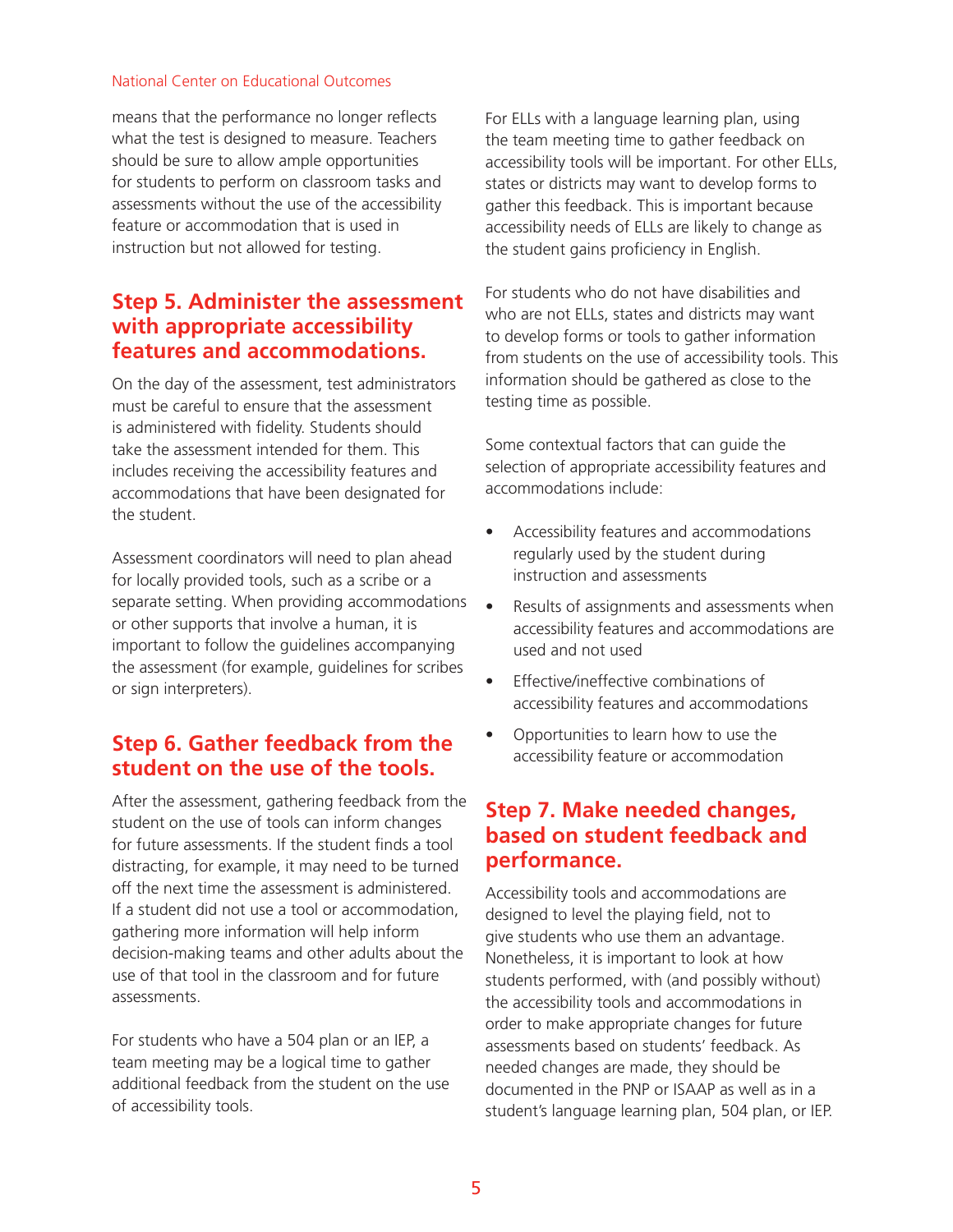means that the performance no longer reflects what the test is designed to measure. Teachers should be sure to allow ample opportunities for students to perform on classroom tasks and assessments without the use of the accessibility feature or accommodation that is used in instruction but not allowed for testing.

## Step 5. Administer the assessment with appropriate accessibility features and accommodations.

On the day of the assessment, test administrators must be careful to ensure that the assessment is administered with fidelity. Students should take the assessment intended for them. This includes receiving the accessibility features and accommodations that have been designated for the student.

Assessment coordinators will need to plan ahead for locally provided tools, such as a scribe or a separate setting. When providing accommodations or other supports that involve a human, it is important to follow the guidelines accompanying the assessment (for example, guidelines for scribes or sign interpreters).

## Step 6. Gather feedback from the student on the use of the tools.

After the assessment, gathering feedback from the student on the use of tools can inform changes for future assessments. If the student finds a tool distracting, for example, it may need to be turned off the next time the assessment is administered. If a student did not use a tool or accommodation, gathering more information will help inform decision-making teams and other adults about the use of that tool in the classroom and for future assessments.

For students who have a 504 plan or an IEP, a team meeting may be a logical time to gather additional feedback from the student on the use of accessibility tools.

For ELLs with a language learning plan, using the team meeting time to gather feedback on accessibility tools will be important. For other ELLs, states or districts may want to develop forms to gather this feedback. This is important because accessibility needs of ELLs are likely to change as the student gains proficiency in English.

For students who do not have disabilities and who are not ELLs, states and districts may want to develop forms or tools to gather information from students on the use of accessibility tools. This information should be gathered as close to the testing time as possible.

Some contextual factors that can guide the selection of appropriate accessibility features and accommodations include:

- Accessibility features and accommodations regularly used by the student during instruction and assessments
- Results of assignments and assessments when accessibility features and accommodations are used and not used
- Effective/ineffective combinations of accessibility features and accommodations
- Opportunities to learn how to use the accessibility feature or accommodation

## Step 7. Make needed changes, based on student feedback and performance.

Accessibility tools and accommodations are designed to level the playing field, not to give students who use them an advantage. Nonetheless, it is important to look at how students performed, with (and possibly without) the accessibility tools and accommodations in order to make appropriate changes for future assessments based on students' feedback. As needed changes are made, they should be documented in the PNP or ISAAP as well as in a student's language learning plan, 504 plan, or IEP.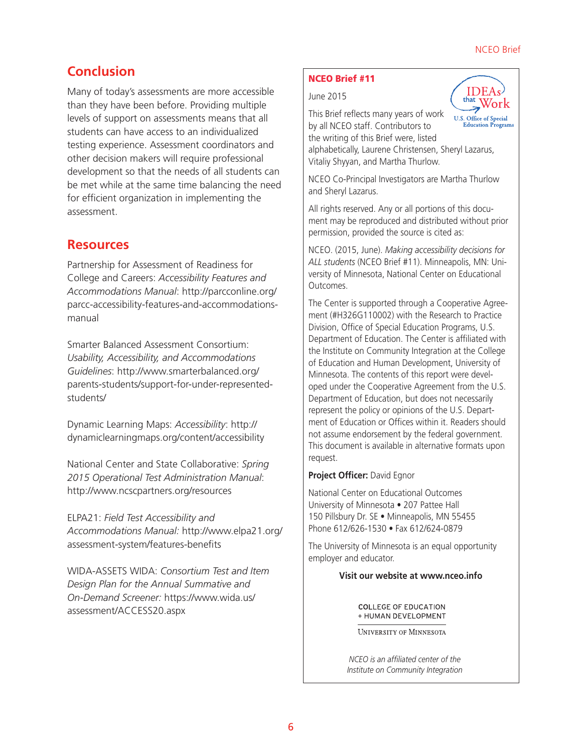## Conclusion

Many of today's assessments are more accessible than they have been before. Providing multiple levels of support on assessments means that all students can have access to an individualized testing experience. Assessment coordinators and other decision makers will require professional development so that the needs of all students can be met while at the same time balancing the need for efficient organization in implementing the assessment.

## Resources

Partnership for Assessment of Readiness for College and Careers: *Accessibility Features and Accommodations Manual*: http://parcconline.org/parcc-accessibility-features-and-accommodations-manual

Smarter Balanced Assessment Consortium: *Usability, Accessibility, and Accommodations Guidelines*: http://www.smarterbalanced.org/parents-students/support-for-under-represented-students/

Dynamic Learning Maps: *Accessibility*: http://dynamiclearningmaps.org/content/accessibility

National Center and State Collaborative: *Spring 2015 Operational Test Administration Manual*: http://www.ncscpartners.org/resources

ELPA21: *Field Test Accessibility and Accommodations Manual:* http://www.elpa21.org/assessment-system/features-benefits

WIDA-ASSETS WIDA: *Consortium Test and Item Design Plan for the Annual Summative and On-Demand Screener:* https://www.wida.us/assessment/ACCESS20.aspx

**NCEO Brief #11**

June 2015

IDEAs that Work
U.S. Office of Special Education Programs

This Brief reflects many years of work by all NCEO staff. Contributors to the writing of this Brief were, listed alphabetically, Laurene Christensen, Sheryl Lazarus, Vitaliy Shyyan, and Martha Thurlow.

NCEO Co-Principal Investigators are Martha Thurlow and Sheryl Lazarus.

All rights reserved. Any or all portions of this document may be reproduced and distributed without prior permission, provided the source is cited as:

NCEO. (2015, June). *Making accessibility decisions for ALL students* (NCEO Brief #11). Minneapolis, MN: University of Minnesota, National Center on Educational Outcomes.

The Center is supported through a Cooperative Agreement (#H326G110002) with the Research to Practice Division, Office of Special Education Programs, U.S. Department of Education. The Center is affiliated with the Institute on Community Integration at the College of Education and Human Development, University of Minnesota. The contents of this report were developed under the Cooperative Agreement from the U.S. Department of Education, but does not necessarily represent the policy or opinions of the U.S. Department of Education or Offices within it. Readers should not assume endorsement by the federal government. This document is available in alternative formats upon request.

**Project Officer:** David Egnor

National Center on Educational Outcomes
University of Minnesota • 207 Pattee Hall
150 Pillsbury Dr. SE • Minneapolis, MN 55455
Phone 612/626-1530 • Fax 612/624-0879

The University of Minnesota is an equal opportunity employer and educator.

**Visit our website at www.nceo.info**

COLLEGE OF EDUCATION
+ HUMAN DEVELOPMENT
UNIVERSITY OF MINNESOTA

*NCEO is an affiliated center of the Institute on Community Integration*